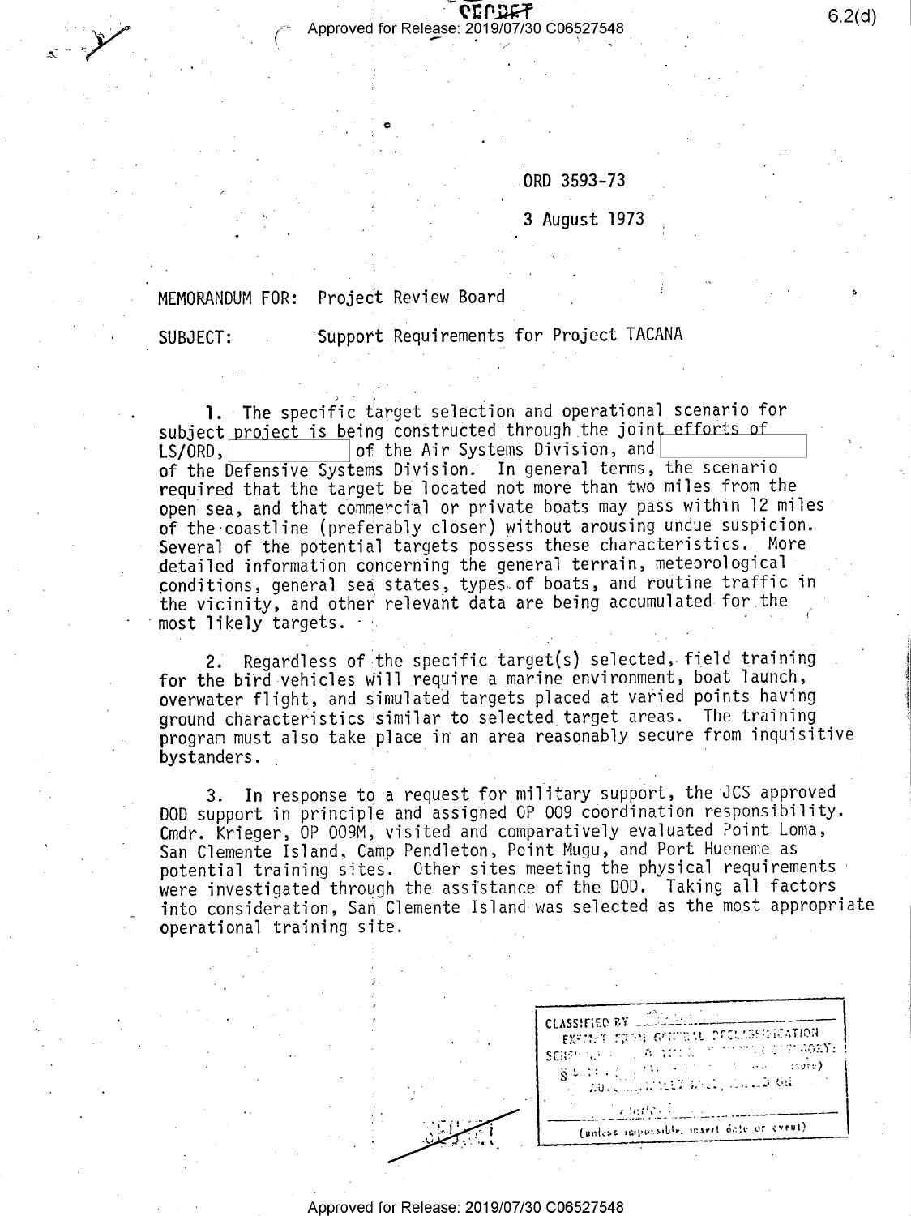ORD 3593-73

3 August 1973

MEMORANDUM FOR: Project Review Board

SUBJECT: Support Requirements for Project TACANA

1. The specific target selection and operational scenario for subject project is being constructed through the joint efforts of LS/ORD, [redacted] of the Air Systems Division, and [redacted] of the Defensive Systems Division. In general terms, the scenario required that the target be located not more than two miles from the open sea, and that commercial or private boats may pass within 12 miles of the coastline (preferably closer) without arousing undue suspicion. Several of the potential targets possess these characteristics. More detailed information concerning the general terrain, meteorological conditions, general sea states, types of boats, and routine traffic in the vicinity, and other relevant data are being accumulated for the most likely targets.

2. Regardless of the specific target(s) selected, field training for the bird vehicles will require a marine environment, boat launch, overwater flight, and simulated targets placed at varied points having ground characteristics similar to selected target areas. The training program must also take place in an area reasonably secure from inquisitive bystanders.

3. In response to a request for military support, the JCS approved DOD support in principle and assigned OP 009 coordination responsibility. Cmdr. Krieger, OP 009M, visited and comparatively evaluated Point Loma, San Clemente Island, Camp Pendleton, Point Mugu, and Port Hueneme as potential training sites. Other sites meeting the physical requirements were investigated through the assistance of the DOD. Taking all factors into consideration, San Clemente Island was selected as the most appropriate operational training site.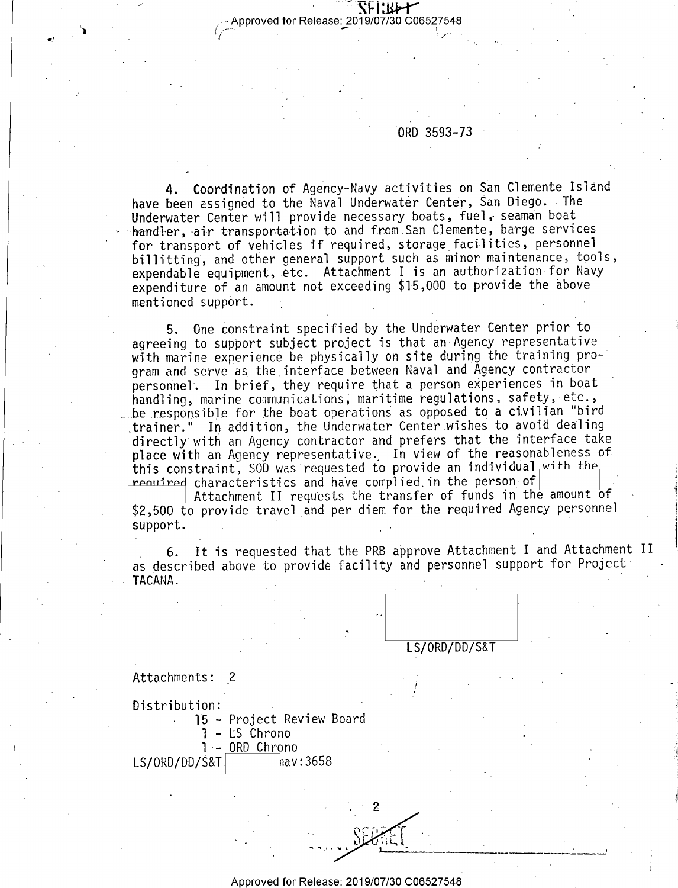ORD 3593-73

4. Coordination of Agency-Navy activities on San Clemente Island have been assigned to the Naval Underwater Center, San Diego. The Underwater Center will provide necessary boats, fuel, seaman boat handler, air transportation to and from San Clemente, barge services for transport of vehicles if required, storage facilities, personnel billitting, and other general support such as minor maintenance, tools, expendable equipment, etc. Attachment I is an authorization for Navy expenditure of an amount not exceeding $15,000 to provide the above mentioned support.

5. One constraint specified by the Underwater Center prior to agreeing to support subject project is that an Agency representative with marine experience be physically on site during the training program and serve as the interface between Naval and Agency contractor personnel. In brief, they require that a person experiences in boat handling, marine communications, maritime regulations, safety, etc., be responsible for the boat operations as opposed to a civilian "bird trainer." In addition, the Underwater Center wishes to avoid dealing directly with an Agency contractor and prefers that the interface take place with an Agency representative. In view of the reasonableness of this constraint, SOD was requested to provide an individual with the required characteristics and have complied in the person of [redacted] Attachment II requests the transfer of funds in the amount of $2,500 to provide travel and per diem for the required Agency personnel support.

6. It is requested that the PRB approve Attachment I and Attachment II as described above to provide facility and personnel support for Project TACANA.

[redacted]
LS/ORD/DD/S&T

Attachments: 2

Distribution:
- 15 - Project Review Board
- 1 - LS Chrono
- 1 - ORD Chrono

LS/ORD/DD/S&T:[redacted]hav:3658

SECRET